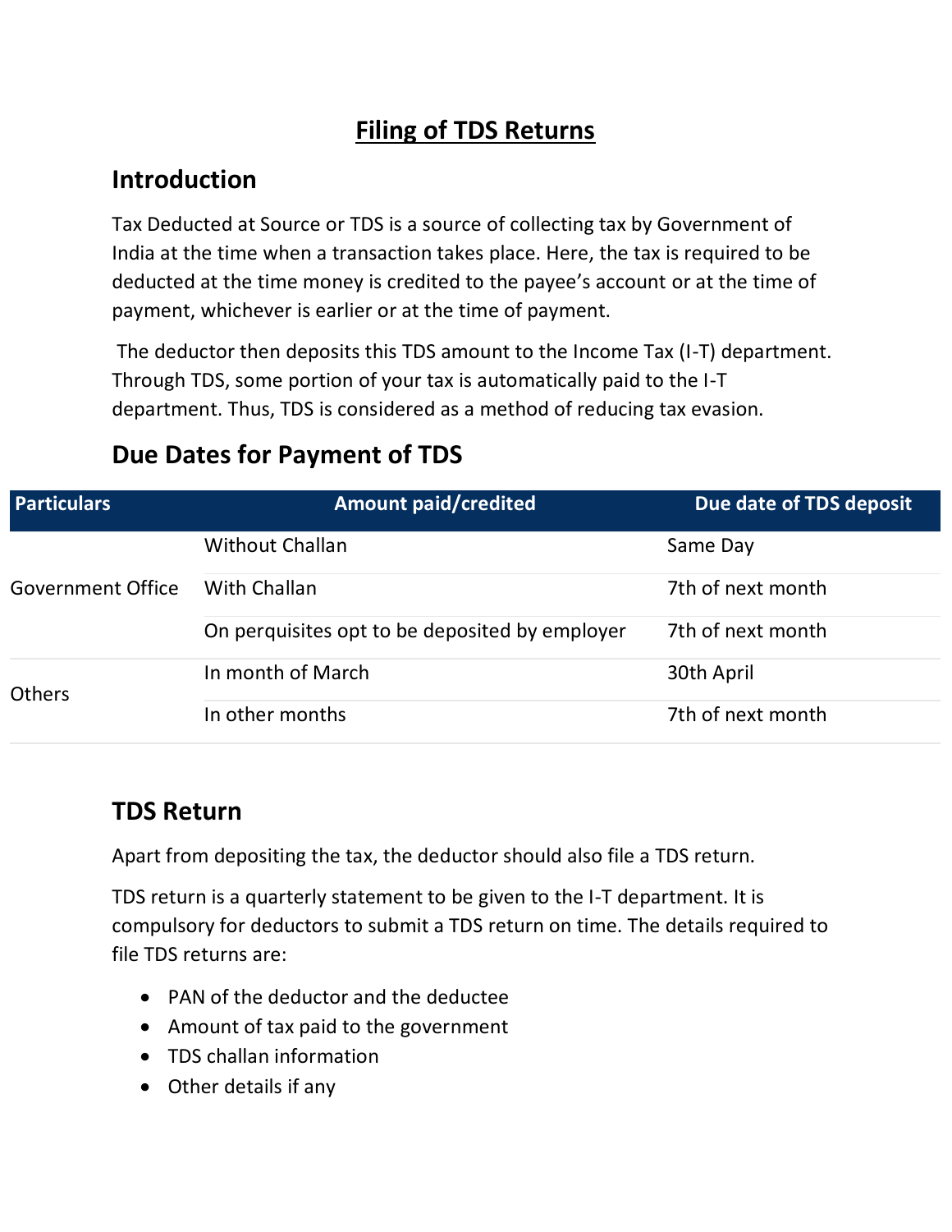# Filing of TDS Returns

## Introduction

Tax Deducted at Source or TDS is a source of collecting tax by Government of India at the time when a transaction takes place. Here, the tax is required to be deducted at the time money is credited to the payee's account or at the time of payment, whichever is earlier or at the time of payment.

The deductor then deposits this TDS amount to the Income Tax (I-T) department. Through TDS, some portion of your tax is automatically paid to the I-T department. Thus, TDS is considered as a method of reducing tax evasion.

## Due Dates for Payment of TDS

| Particulars | Amount paid/credited | Due date of TDS deposit |
| --- | --- | --- |
| Government Office | Without Challan | Same Day |
| | With Challan | 7th of next month |
| | On perquisites opt to be deposited by employer | 7th of next month |
| Others | In month of March | 30th April |
| | In other months | 7th of next month |

## TDS Return

Apart from depositing the tax, the deductor should also file a TDS return.

TDS return is a quarterly statement to be given to the I-T department. It is compulsory for deductors to submit a TDS return on time. The details required to file TDS returns are:

- PAN of the deductor and the deductee
- Amount of tax paid to the government
- TDS challan information
- Other details if any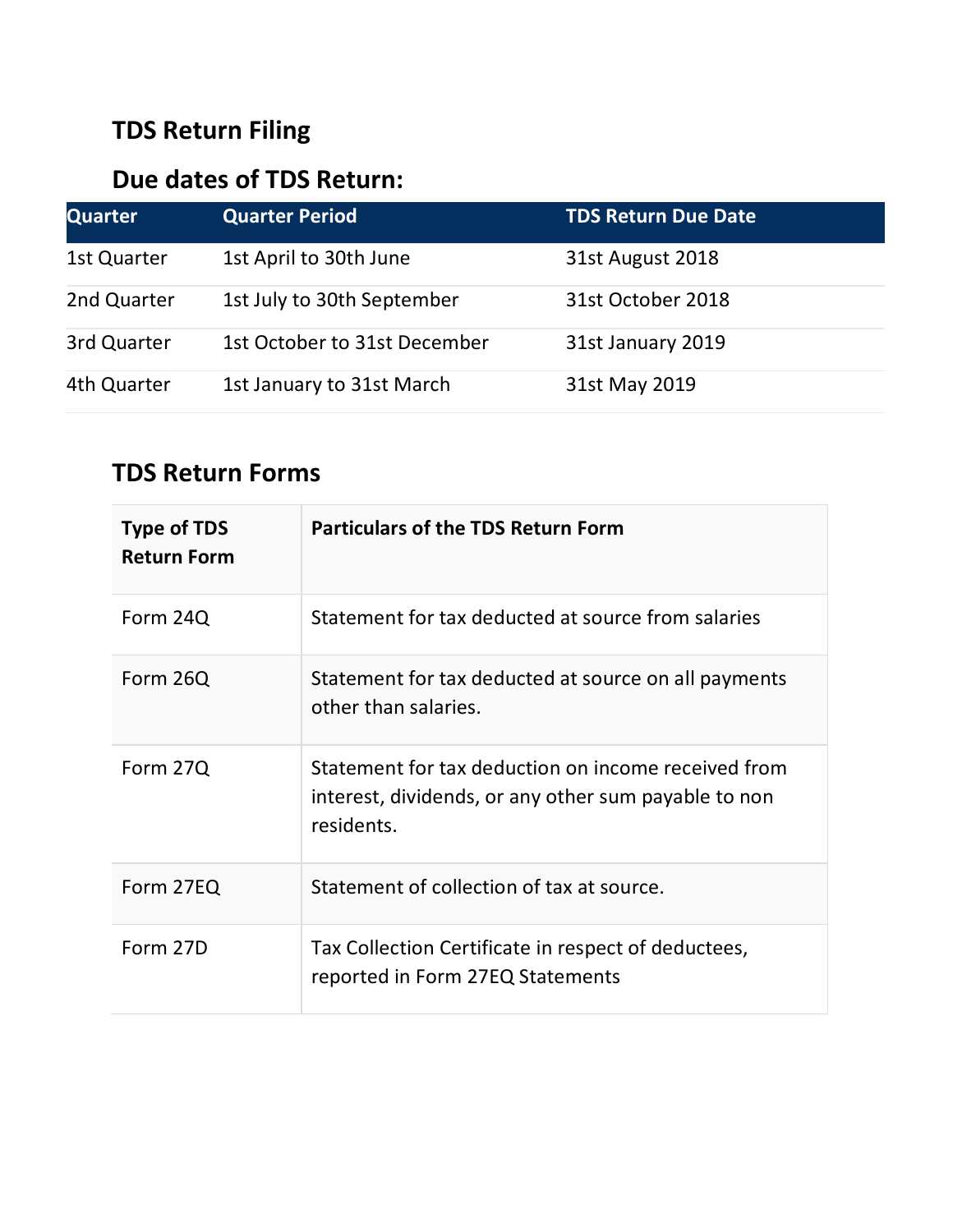## TDS Return Filing

## Due dates of TDS Return:

| Quarter | Quarter Period | TDS Return Due Date |
| --- | --- | --- |
| 1st Quarter | 1st April to 30th June | 31st August 2018 |
| 2nd Quarter | 1st July to 30th September | 31st October 2018 |
| 3rd Quarter | 1st October to 31st December | 31st January 2019 |
| 4th Quarter | 1st January to 31st March | 31st May 2019 |

## TDS Return Forms

| Type of TDS Return Form | Particulars of the TDS Return Form |
| --- | --- |
| Form 24Q | Statement for tax deducted at source from salaries |
| Form 26Q | Statement for tax deducted at source on all payments other than salaries. |
| Form 27Q | Statement for tax deduction on income received from interest, dividends, or any other sum payable to non residents. |
| Form 27EQ | Statement of collection of tax at source. |
| Form 27D | Tax Collection Certificate in respect of deductees, reported in Form 27EQ Statements |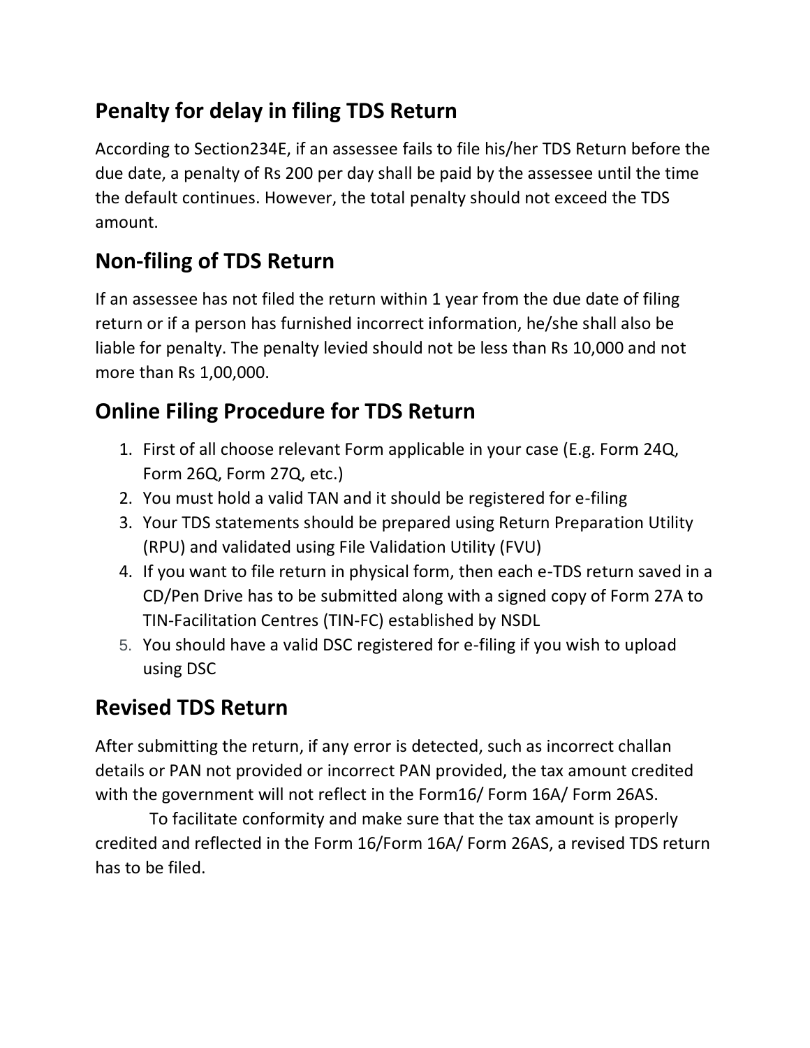## Penalty for delay in filing TDS Return

According to Section234E, if an assessee fails to file his/her TDS Return before the due date, a penalty of Rs 200 per day shall be paid by the assessee until the time the default continues. However, the total penalty should not exceed the TDS amount.

## Non-filing of TDS Return

If an assessee has not filed the return within 1 year from the due date of filing return or if a person has furnished incorrect information, he/she shall also be liable for penalty. The penalty levied should not be less than Rs 10,000 and not more than Rs 1,00,000.

## Online Filing Procedure for TDS Return

1. First of all choose relevant Form applicable in your case (E.g. Form 24Q, Form 26Q, Form 27Q, etc.)
2. You must hold a valid TAN and it should be registered for e-filing
3. Your TDS statements should be prepared using Return Preparation Utility (RPU) and validated using File Validation Utility (FVU)
4. If you want to file return in physical form, then each e-TDS return saved in a CD/Pen Drive has to be submitted along with a signed copy of Form 27A to TIN-Facilitation Centres (TIN-FC) established by NSDL
5. You should have a valid DSC registered for e-filing if you wish to upload using DSC

## Revised TDS Return

After submitting the return, if any error is detected, such as incorrect challan details or PAN not provided or incorrect PAN provided, the tax amount credited with the government will not reflect in the Form16/ Form 16A/ Form 26AS.

To facilitate conformity and make sure that the tax amount is properly credited and reflected in the Form 16/Form 16A/ Form 26AS, a revised TDS return has to be filed.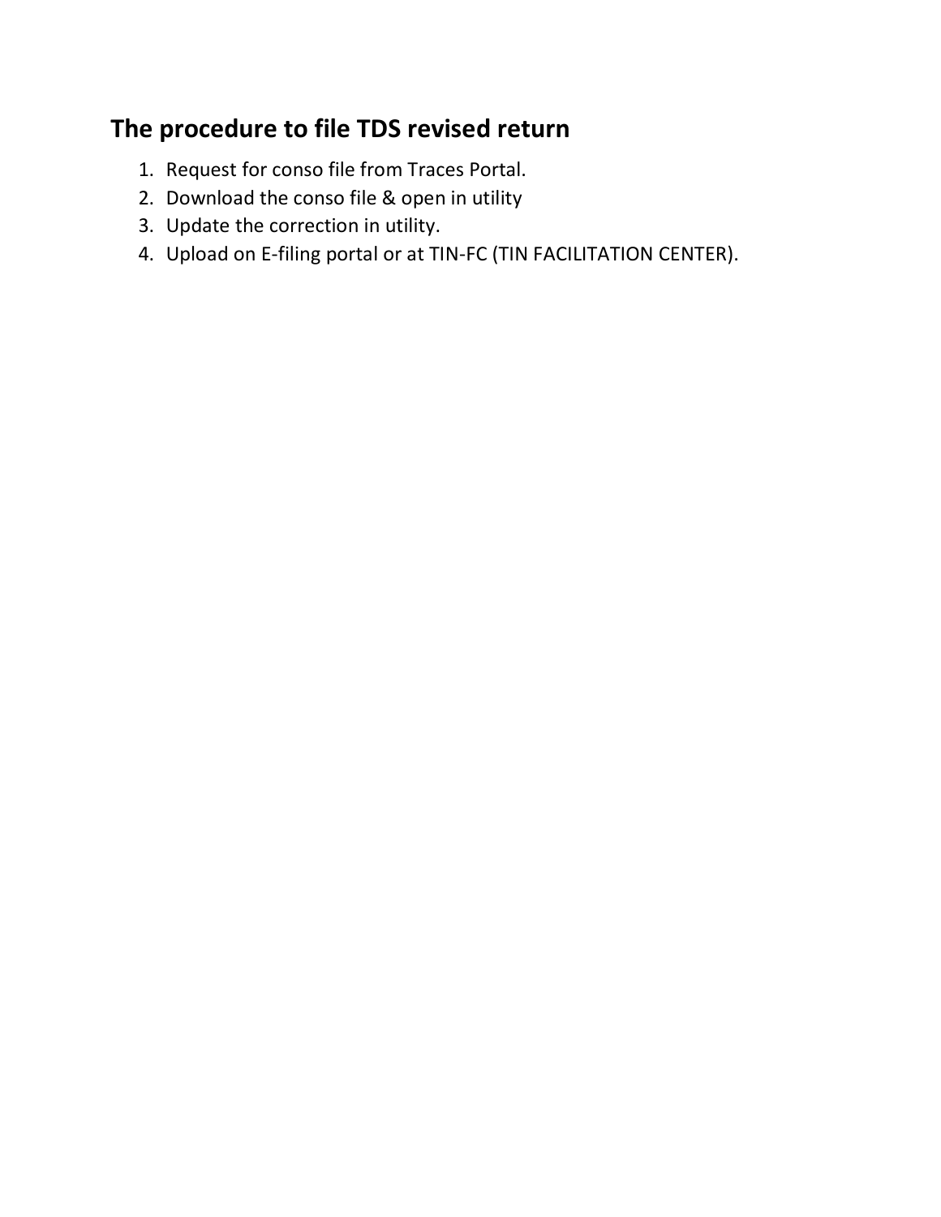## The procedure to file TDS revised return

1. Request for conso file from Traces Portal.
2. Download the conso file & open in utility
3. Update the correction in utility.
4. Upload on E-filing portal or at TIN-FC (TIN FACILITATION CENTER).